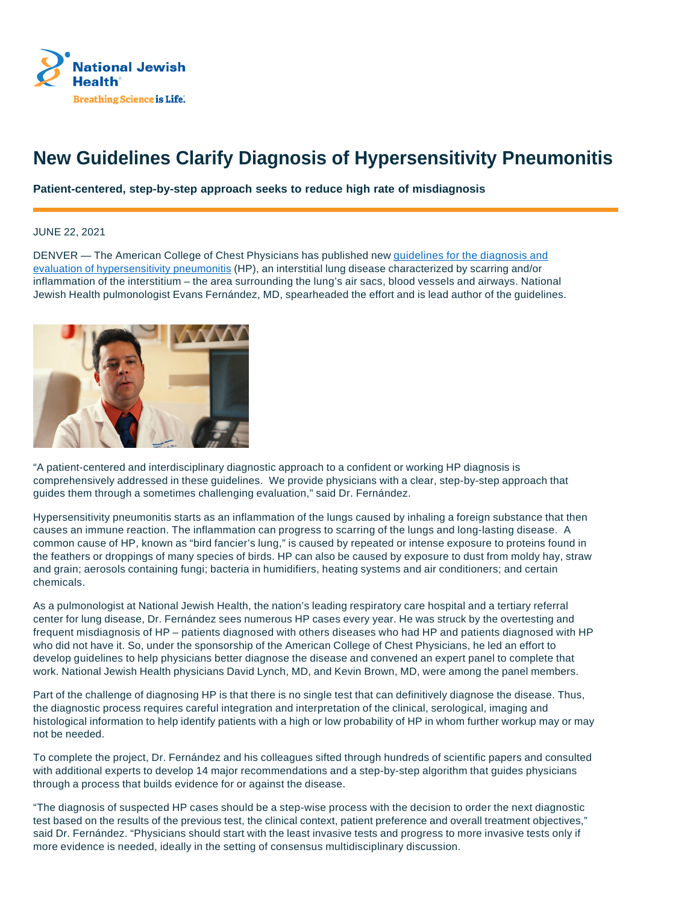# New Guidelines Clarify Diagnosis of Hypersensitivity Pneumonitis

**Patient-centered, step-by-step approach seeks to reduce high rate of misdiagnosis**

JUNE 22, 2021

DENVER — The American College of Chest Physicians has published new guidelines for the diagnosis and evaluation of hypersensitivity pneumonitis (HP), an interstitial lung disease characterized by scarring and/or inflammation of the interstitium – the area surrounding the lung's air sacs, blood vessels and airways. National Jewish Health pulmonologist Evans Fernández, MD, spearheaded the effort and is lead author of the guidelines.

"A patient-centered and interdisciplinary diagnostic approach to a confident or working HP diagnosis is comprehensively addressed in these guidelines. We provide physicians with a clear, step-by-step approach that guides them through a sometimes challenging evaluation," said Dr. Fernández.

Hypersensitivity pneumonitis starts as an inflammation of the lungs caused by inhaling a foreign substance that then causes an immune reaction. The inflammation can progress to scarring of the lungs and long-lasting disease. A common cause of HP, known as "bird fancier's lung," is caused by repeated or intense exposure to proteins found in the feathers or droppings of many species of birds. HP can also be caused by exposure to dust from moldy hay, straw and grain; aerosols containing fungi; bacteria in humidifiers, heating systems and air conditioners; and certain chemicals.

As a pulmonologist at National Jewish Health, the nation's leading respiratory care hospital and a tertiary referral center for lung disease, Dr. Fernández sees numerous HP cases every year. He was struck by the overtesting and frequent misdiagnosis of HP – patients diagnosed with others diseases who had HP and patients diagnosed with HP who did not have it. So, under the sponsorship of the American College of Chest Physicians, he led an effort to develop guidelines to help physicians better diagnose the disease and convened an expert panel to complete that work. National Jewish Health physicians David Lynch, MD, and Kevin Brown, MD, were among the panel members.

Part of the challenge of diagnosing HP is that there is no single test that can definitively diagnose the disease. Thus, the diagnostic process requires careful integration and interpretation of the clinical, serological, imaging and histological information to help identify patients with a high or low probability of HP in whom further workup may or may not be needed.

To complete the project, Dr. Fernández and his colleagues sifted through hundreds of scientific papers and consulted with additional experts to develop 14 major recommendations and a step-by-step algorithm that guides physicians through a process that builds evidence for or against the disease.

"The diagnosis of suspected HP cases should be a step-wise process with the decision to order the next diagnostic test based on the results of the previous test, the clinical context, patient preference and overall treatment objectives," said Dr. Fernández. "Physicians should start with the least invasive tests and progress to more invasive tests only if more evidence is needed, ideally in the setting of consensus multidisciplinary discussion.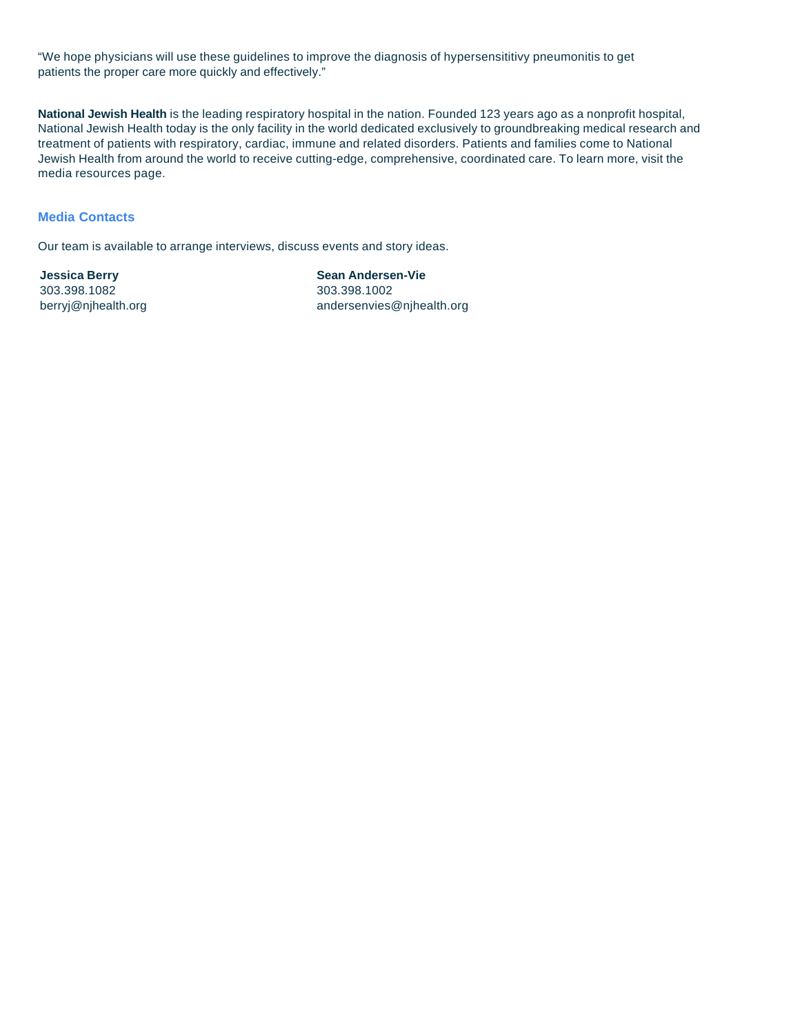"We hope physicians will use these guidelines to improve the diagnosis of hypersensititivy pneumonitis to get patients the proper care more quickly and effectively."

**National Jewish Health** is the leading respiratory hospital in the nation. Founded 123 years ago as a nonprofit hospital, National Jewish Health today is the only facility in the world dedicated exclusively to groundbreaking medical research and treatment of patients with respiratory, cardiac, immune and related disorders. Patients and families come to National Jewish Health from around the world to receive cutting-edge, comprehensive, coordinated care. To learn more, visit the media resources page.

### Media Contacts

Our team is available to arrange interviews, discuss events and story ideas.

**Jessica Berry**
303.398.1082
berryj@njhealth.org

**Sean Andersen-Vie**
303.398.1002
andersenvies@njhealth.org